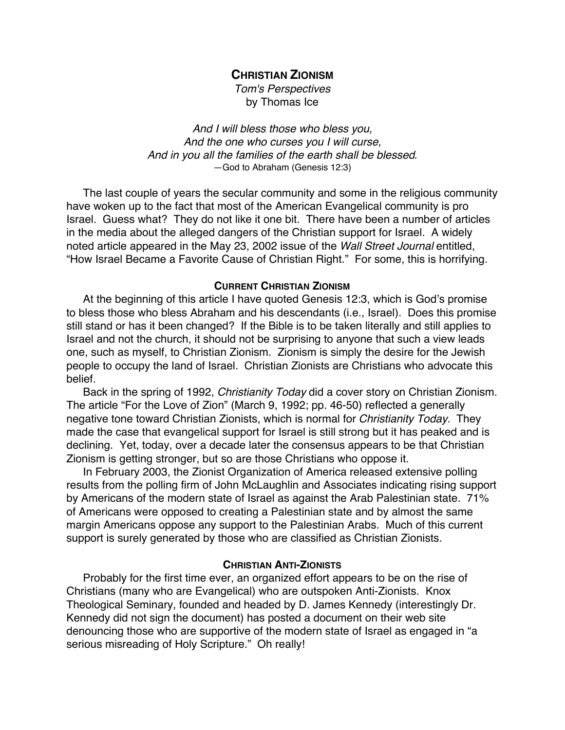# CHRISTIAN ZIONISM

*Tom's Perspectives*
by Thomas Ice

*And I will bless those who bless you,*
*And the one who curses you I will curse,*
*And in you all the families of the earth shall be blessed*.
—God to Abraham (Genesis 12:3)

The last couple of years the secular community and some in the religious community have woken up to the fact that most of the American Evangelical community is pro Israel. Guess what? They do not like it one bit. There have been a number of articles in the media about the alleged dangers of the Christian support for Israel. A widely noted article appeared in the May 23, 2002 issue of the *Wall Street Journal* entitled, "How Israel Became a Favorite Cause of Christian Right." For some, this is horrifying.

## CURRENT CHRISTIAN ZIONISM

At the beginning of this article I have quoted Genesis 12:3, which is God's promise to bless those who bless Abraham and his descendants (i.e., Israel). Does this promise still stand or has it been changed? If the Bible is to be taken literally and still applies to Israel and not the church, it should not be surprising to anyone that such a view leads one, such as myself, to Christian Zionism. Zionism is simply the desire for the Jewish people to occupy the land of Israel. Christian Zionists are Christians who advocate this belief.

Back in the spring of 1992, *Christianity Today* did a cover story on Christian Zionism. The article "For the Love of Zion" (March 9, 1992; pp. 46-50) reflected a generally negative tone toward Christian Zionists, which is normal for *Christianity Today*. They made the case that evangelical support for Israel is still strong but it has peaked and is declining. Yet, today, over a decade later the consensus appears to be that Christian Zionism is getting stronger, but so are those Christians who oppose it.

In February 2003, the Zionist Organization of America released extensive polling results from the polling firm of John McLaughlin and Associates indicating rising support by Americans of the modern state of Israel as against the Arab Palestinian state. 71% of Americans were opposed to creating a Palestinian state and by almost the same margin Americans oppose any support to the Palestinian Arabs. Much of this current support is surely generated by those who are classified as Christian Zionists.

## CHRISTIAN ANTI-ZIONISTS

Probably for the first time ever, an organized effort appears to be on the rise of Christians (many who are Evangelical) who are outspoken Anti-Zionists. Knox Theological Seminary, founded and headed by D. James Kennedy (interestingly Dr. Kennedy did not sign the document) has posted a document on their web site denouncing those who are supportive of the modern state of Israel as engaged in "a serious misreading of Holy Scripture." Oh really!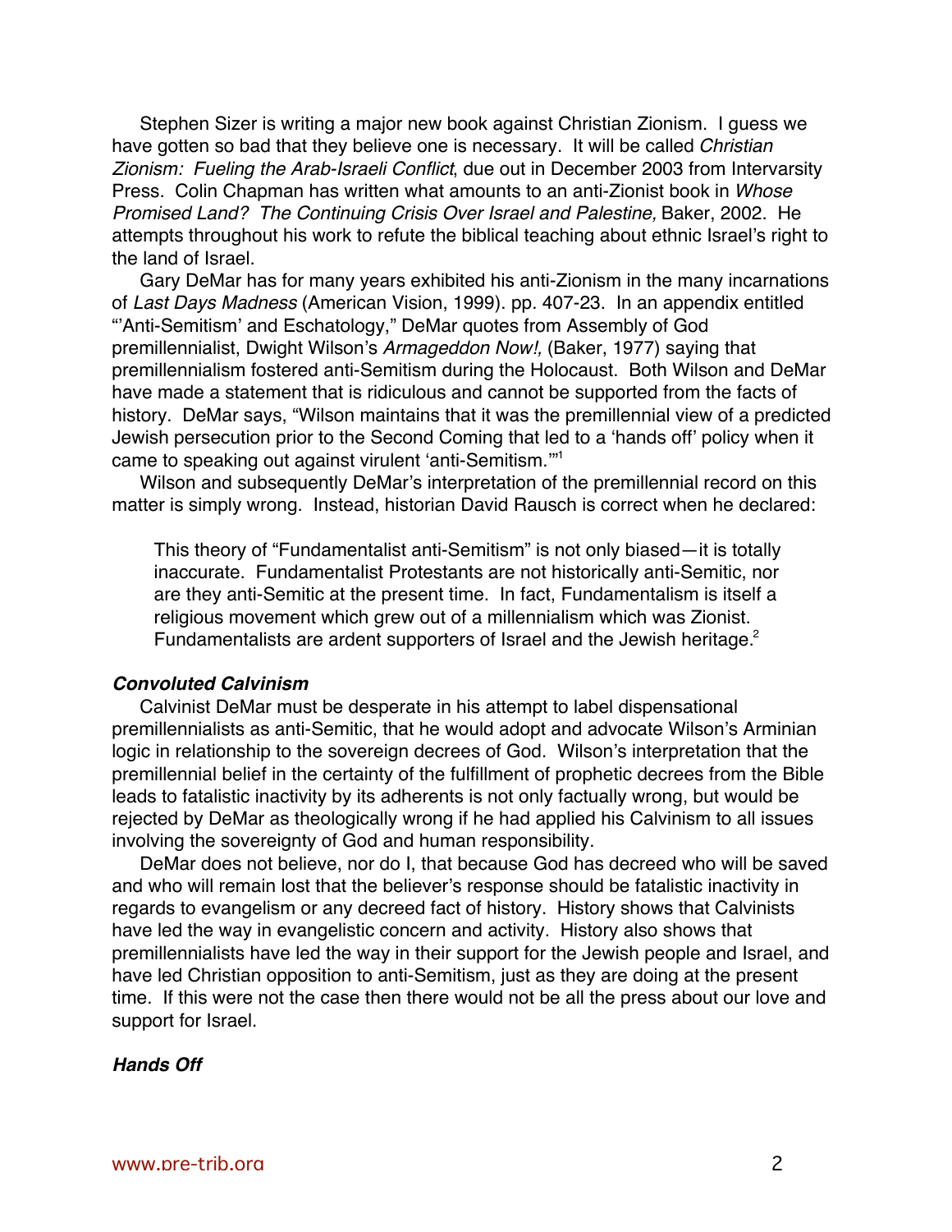Stephen Sizer is writing a major new book against Christian Zionism. I guess we have gotten so bad that they believe one is necessary. It will be called *Christian Zionism: Fueling the Arab-Israeli Conflict*, due out in December 2003 from Intervarsity Press. Colin Chapman has written what amounts to an anti-Zionist book in *Whose Promised Land? The Continuing Crisis Over Israel and Palestine,* Baker, 2002. He attempts throughout his work to refute the biblical teaching about ethnic Israel's right to the land of Israel.

Gary DeMar has for many years exhibited his anti-Zionism in the many incarnations of *Last Days Madness* (American Vision, 1999). pp. 407-23. In an appendix entitled "'Anti-Semitism' and Eschatology," DeMar quotes from Assembly of God premillennialist, Dwight Wilson's *Armageddon Now!,* (Baker, 1977) saying that premillennialism fostered anti-Semitism during the Holocaust. Both Wilson and DeMar have made a statement that is ridiculous and cannot be supported from the facts of history. DeMar says, "Wilson maintains that it was the premillennial view of a predicted Jewish persecution prior to the Second Coming that led to a 'hands off' policy when it came to speaking out against virulent 'anti-Semitism.'"[1]

Wilson and subsequently DeMar's interpretation of the premillennial record on this matter is simply wrong. Instead, historian David Rausch is correct when he declared:

> This theory of "Fundamentalist anti-Semitism" is not only biased—it is totally inaccurate. Fundamentalist Protestants are not historically anti-Semitic, nor are they anti-Semitic at the present time. In fact, Fundamentalism is itself a religious movement which grew out of a millennialism which was Zionist. Fundamentalists are ardent supporters of Israel and the Jewish heritage.[2]

### *Convoluted Calvinism*

Calvinist DeMar must be desperate in his attempt to label dispensational premillennialists as anti-Semitic, that he would adopt and advocate Wilson's Arminian logic in relationship to the sovereign decrees of God. Wilson's interpretation that the premillennial belief in the certainty of the fulfillment of prophetic decrees from the Bible leads to fatalistic inactivity by its adherents is not only factually wrong, but would be rejected by DeMar as theologically wrong if he had applied his Calvinism to all issues involving the sovereignty of God and human responsibility.

DeMar does not believe, nor do I, that because God has decreed who will be saved and who will remain lost that the believer's response should be fatalistic inactivity in regards to evangelism or any decreed fact of history. History shows that Calvinists have led the way in evangelistic concern and activity. History also shows that premillennialists have led the way in their support for the Jewish people and Israel, and have led Christian opposition to anti-Semitism, just as they are doing at the present time. If this were not the case then there would not be all the press about our love and support for Israel.

### *Hands Off*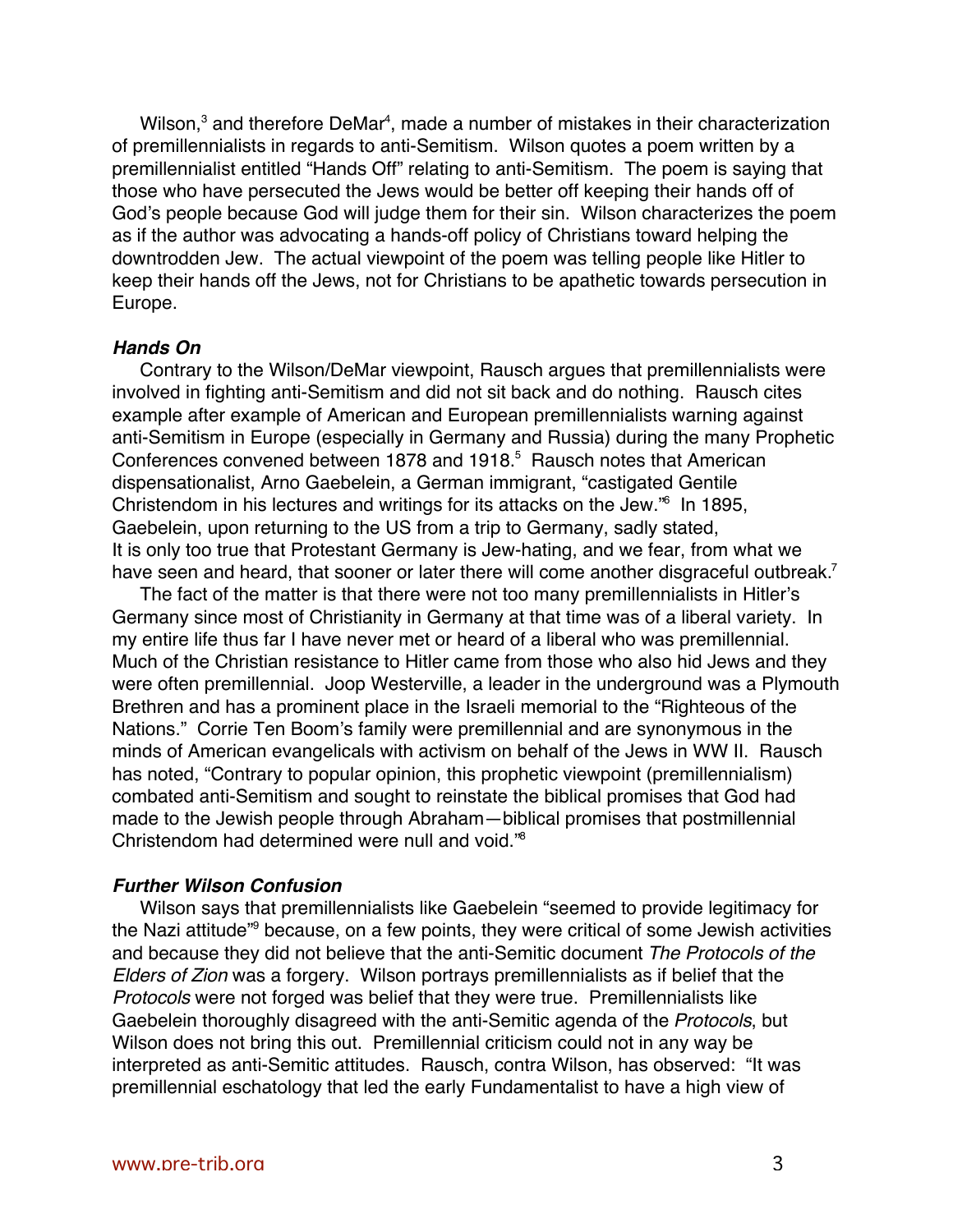Wilson,[3] and therefore DeMar[4], made a number of mistakes in their characterization of premillennialists in regards to anti-Semitism. Wilson quotes a poem written by a premillennialist entitled "Hands Off" relating to anti-Semitism. The poem is saying that those who have persecuted the Jews would be better off keeping their hands off of God's people because God will judge them for their sin. Wilson characterizes the poem as if the author was advocating a hands-off policy of Christians toward helping the downtrodden Jew. The actual viewpoint of the poem was telling people like Hitler to keep their hands off the Jews, not for Christians to be apathetic towards persecution in Europe.

### *Hands On*

Contrary to the Wilson/DeMar viewpoint, Rausch argues that premillennialists were involved in fighting anti-Semitism and did not sit back and do nothing. Rausch cites example after example of American and European premillennialists warning against anti-Semitism in Europe (especially in Germany and Russia) during the many Prophetic Conferences convened between 1878 and 1918.[5] Rausch notes that American dispensationalist, Arno Gaebelein, a German immigrant, "castigated Gentile Christendom in his lectures and writings for its attacks on the Jew."[6] In 1895, Gaebelein, upon returning to the US from a trip to Germany, sadly stated,

It is only too true that Protestant Germany is Jew-hating, and we fear, from what we have seen and heard, that sooner or later there will come another disgraceful outbreak.[7]

The fact of the matter is that there were not too many premillennialists in Hitler's Germany since most of Christianity in Germany at that time was of a liberal variety. In my entire life thus far I have never met or heard of a liberal who was premillennial. Much of the Christian resistance to Hitler came from those who also hid Jews and they were often premillennial. Joop Westerville, a leader in the underground was a Plymouth Brethren and has a prominent place in the Israeli memorial to the "Righteous of the Nations." Corrie Ten Boom's family were premillennial and are synonymous in the minds of American evangelicals with activism on behalf of the Jews in WW II. Rausch has noted, "Contrary to popular opinion, this prophetic viewpoint (premillennialism) combated anti-Semitism and sought to reinstate the biblical promises that God had made to the Jewish people through Abraham—biblical promises that postmillennial Christendom had determined were null and void."[8]

### *Further Wilson Confusion*

Wilson says that premillennialists like Gaebelein "seemed to provide legitimacy for the Nazi attitude"[9] because, on a few points, they were critical of some Jewish activities and because they did not believe that the anti-Semitic document *The Protocols of the Elders of Zion* was a forgery. Wilson portrays premillennialists as if belief that the *Protocols* were not forged was belief that they were true. Premillennialists like Gaebelein thoroughly disagreed with the anti-Semitic agenda of the *Protocols*, but Wilson does not bring this out. Premillennial criticism could not in any way be interpreted as anti-Semitic attitudes. Rausch, contra Wilson, has observed: "It was premillennial eschatology that led the early Fundamentalist to have a high view of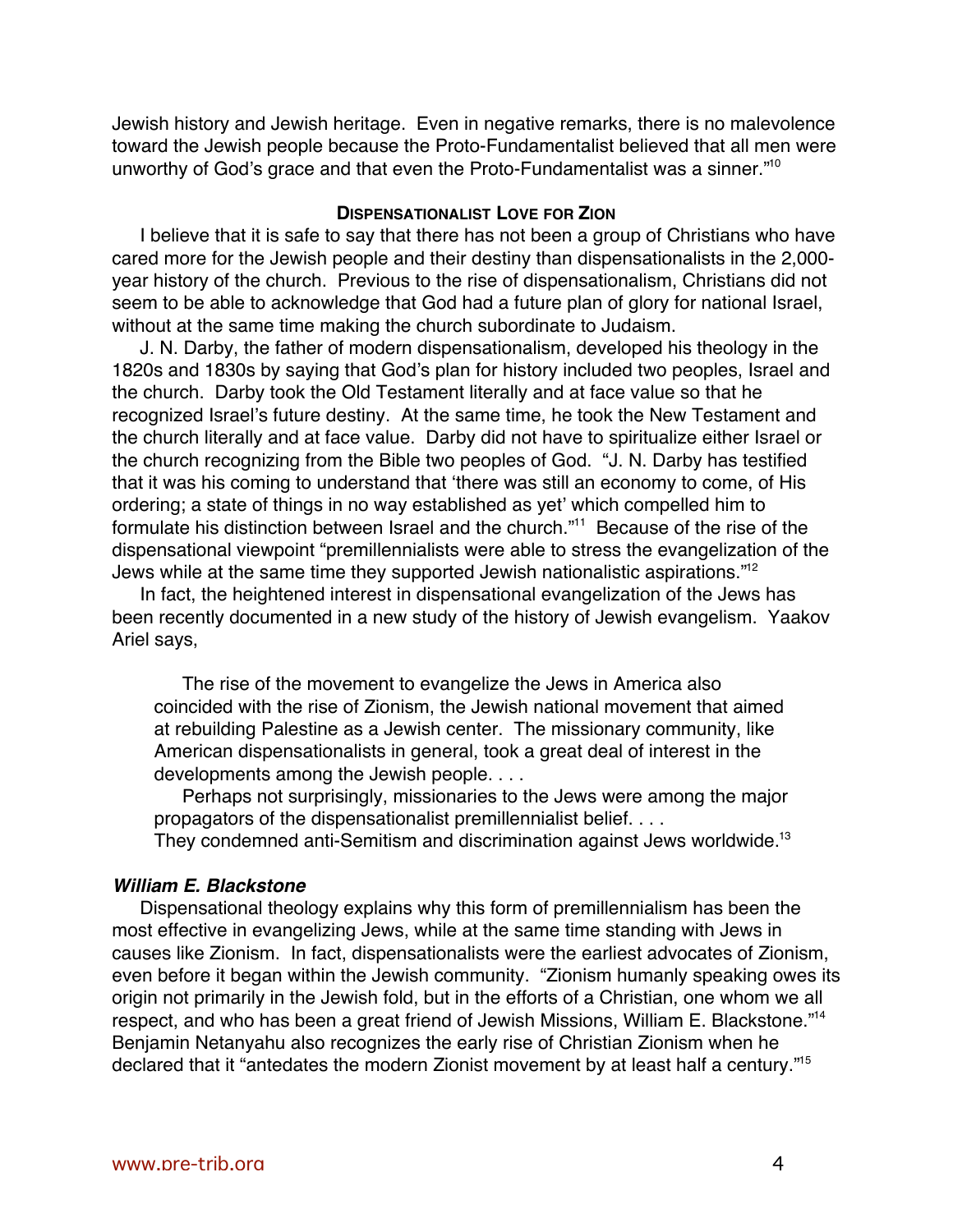Jewish history and Jewish heritage. Even in negative remarks, there is no malevolence toward the Jewish people because the Proto-Fundamentalist believed that all men were unworthy of God's grace and that even the Proto-Fundamentalist was a sinner."[10]

### Dispensationalist Love for Zion

I believe that it is safe to say that there has not been a group of Christians who have cared more for the Jewish people and their destiny than dispensationalists in the 2,000-year history of the church. Previous to the rise of dispensationalism, Christians did not seem to be able to acknowledge that God had a future plan of glory for national Israel, without at the same time making the church subordinate to Judaism.

J. N. Darby, the father of modern dispensationalism, developed his theology in the 1820s and 1830s by saying that God's plan for history included two peoples, Israel and the church. Darby took the Old Testament literally and at face value so that he recognized Israel's future destiny. At the same time, he took the New Testament and the church literally and at face value. Darby did not have to spiritualize either Israel or the church recognizing from the Bible two peoples of God. "J. N. Darby has testified that it was his coming to understand that 'there was still an economy to come, of His ordering; a state of things in no way established as yet' which compelled him to formulate his distinction between Israel and the church."[11] Because of the rise of the dispensational viewpoint "premillennialists were able to stress the evangelization of the Jews while at the same time they supported Jewish nationalistic aspirations."[12]

In fact, the heightened interest in dispensational evangelization of the Jews has been recently documented in a new study of the history of Jewish evangelism. Yaakov Ariel says,

> The rise of the movement to evangelize the Jews in America also coincided with the rise of Zionism, the Jewish national movement that aimed at rebuilding Palestine as a Jewish center. The missionary community, like American dispensationalists in general, took a great deal of interest in the developments among the Jewish people. . . .
>
> Perhaps not surprisingly, missionaries to the Jews were among the major propagators of the dispensationalist premillennialist belief. . . . They condemned anti-Semitism and discrimination against Jews worldwide.[13]

#### *William E. Blackstone*

Dispensational theology explains why this form of premillennialism has been the most effective in evangelizing Jews, while at the same time standing with Jews in causes like Zionism. In fact, dispensationalists were the earliest advocates of Zionism, even before it began within the Jewish community. "Zionism humanly speaking owes its origin not primarily in the Jewish fold, but in the efforts of a Christian, one whom we all respect, and who has been a great friend of Jewish Missions, William E. Blackstone."[14] Benjamin Netanyahu also recognizes the early rise of Christian Zionism when he declared that it "antedates the modern Zionist movement by at least half a century."[15]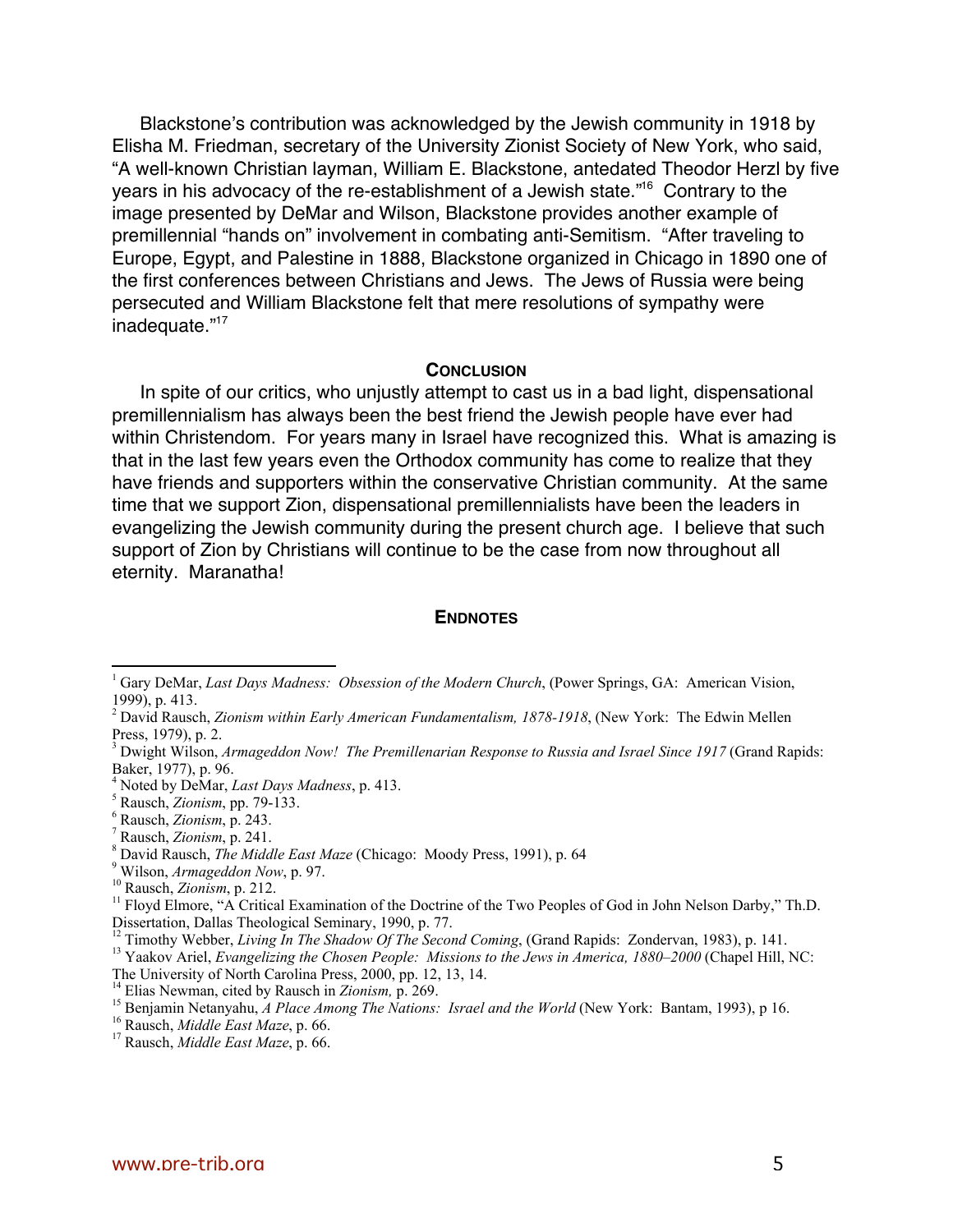Blackstone's contribution was acknowledged by the Jewish community in 1918 by Elisha M. Friedman, secretary of the University Zionist Society of New York, who said, "A well-known Christian layman, William E. Blackstone, antedated Theodor Herzl by five years in his advocacy of the re-establishment of a Jewish state."[16] Contrary to the image presented by DeMar and Wilson, Blackstone provides another example of premillennial "hands on" involvement in combating anti-Semitism. "After traveling to Europe, Egypt, and Palestine in 1888, Blackstone organized in Chicago in 1890 one of the first conferences between Christians and Jews. The Jews of Russia were being persecuted and William Blackstone felt that mere resolutions of sympathy were inadequate."[17]

## Conclusion

In spite of our critics, who unjustly attempt to cast us in a bad light, dispensational premillennialism has always been the best friend the Jewish people have ever had within Christendom. For years many in Israel have recognized this. What is amazing is that in the last few years even the Orthodox community has come to realize that they have friends and supporters within the conservative Christian community. At the same time that we support Zion, dispensational premillennialists have been the leaders in evangelizing the Jewish community during the present church age. I believe that such support of Zion by Christians will continue to be the case from now throughout all eternity. Maranatha!

## Endnotes

[1] Gary DeMar, *Last Days Madness: Obsession of the Modern Church*, (Power Springs, GA: American Vision, 1999), p. 413.
[2] David Rausch, *Zionism within Early American Fundamentalism, 1878-1918*, (New York: The Edwin Mellen Press, 1979), p. 2.
[3] Dwight Wilson, *Armageddon Now! The Premillenarian Response to Russia and Israel Since 1917* (Grand Rapids: Baker, 1977), p. 96.
[4] Noted by DeMar, *Last Days Madness*, p. 413.
[5] Rausch, *Zionism*, pp. 79-133.
[6] Rausch, *Zionism*, p. 243.
[7] Rausch, *Zionism*, p. 241.
[8] David Rausch, *The Middle East Maze* (Chicago: Moody Press, 1991), p. 64
[9] Wilson, *Armageddon Now*, p. 97.
[10] Rausch, *Zionism*, p. 212.
[11] Floyd Elmore, "A Critical Examination of the Doctrine of the Two Peoples of God in John Nelson Darby," Th.D. Dissertation, Dallas Theological Seminary, 1990, p. 77.
[12] Timothy Webber, *Living In The Shadow Of The Second Coming*, (Grand Rapids: Zondervan, 1983), p. 141.
[13] Yaakov Ariel, *Evangelizing the Chosen People: Missions to the Jews in America, 1880–2000* (Chapel Hill, NC: The University of North Carolina Press, 2000, pp. 12, 13, 14.
[14] Elias Newman, cited by Rausch in *Zionism,* p. 269.
[15] Benjamin Netanyahu, *A Place Among The Nations: Israel and the World* (New York: Bantam, 1993), p 16.
[16] Rausch, *Middle East Maze*, p. 66.
[17] Rausch, *Middle East Maze*, p. 66.